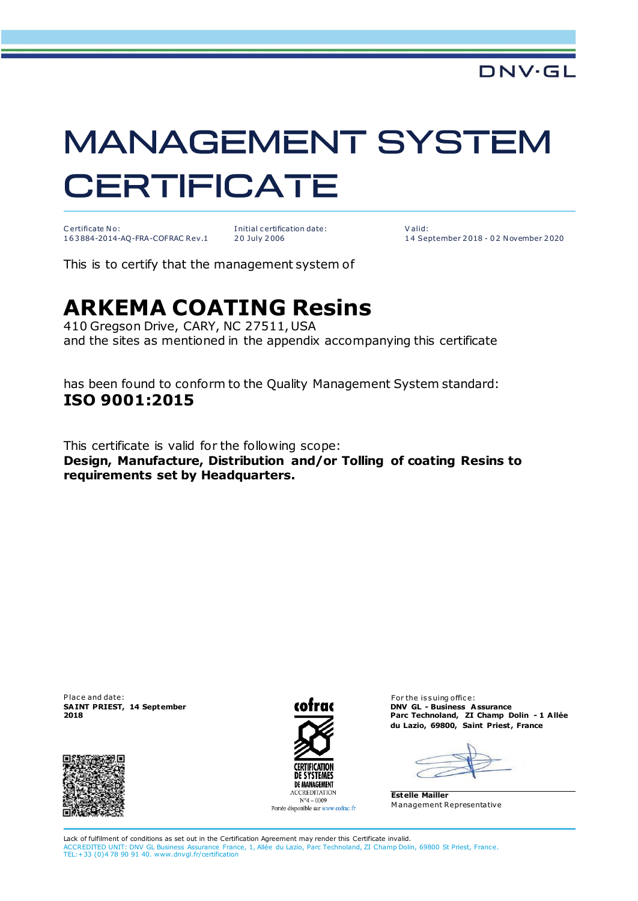DNV·GL

# MANAGEMENT SYSTEM CERTIFICATE

| Certificate No: | Initial certification date: | Valid: |
|---|---|---|
| 163884-2014-AQ-FRA-COFRAC Rev.1 | 20 July 2006 | 14 September 2018 - 02 November 2020 |

This is to certify that the management system of

## ARKEMA COATING Resins

410 Gregson Drive, CARY, NC 27511, USA
and the sites as mentioned in the appendix accompanying this certificate

has been found to conform to the Quality Management System standard:
**ISO 9001:2015**

This certificate is valid for the following scope:
**Design, Manufacture, Distribution and/or Tolling of coating Resins to requirements set by Headquarters.**

Place and date:
**SAINT PRIEST, 14 September 2018**

cofrac
CERTIFICATION DE SYSTEMES DE MANAGEMENT
ACCREDITATION
N°4 – 0009
Portée disponible sur www.cofrac.fr

For the issuing office:
**DNV GL - Business Assurance**
**Parc Technoland, ZI Champ Dolin - 1 Allée du Lazio, 69800, Saint Priest, France**

**Estelle Mailler**
Management Representative

Lack of fulfilment of conditions as set out in the Certification Agreement may render this Certificate invalid.
ACCREDITED UNIT: DNV GL Business Assurance France, 1, Allée du Lazio, Parc Technoland, ZI Champ Dolin, 69800 St Priest, France.
TEL:+33 (0)4 78 90 91 40. www.dnvgl.fr/certification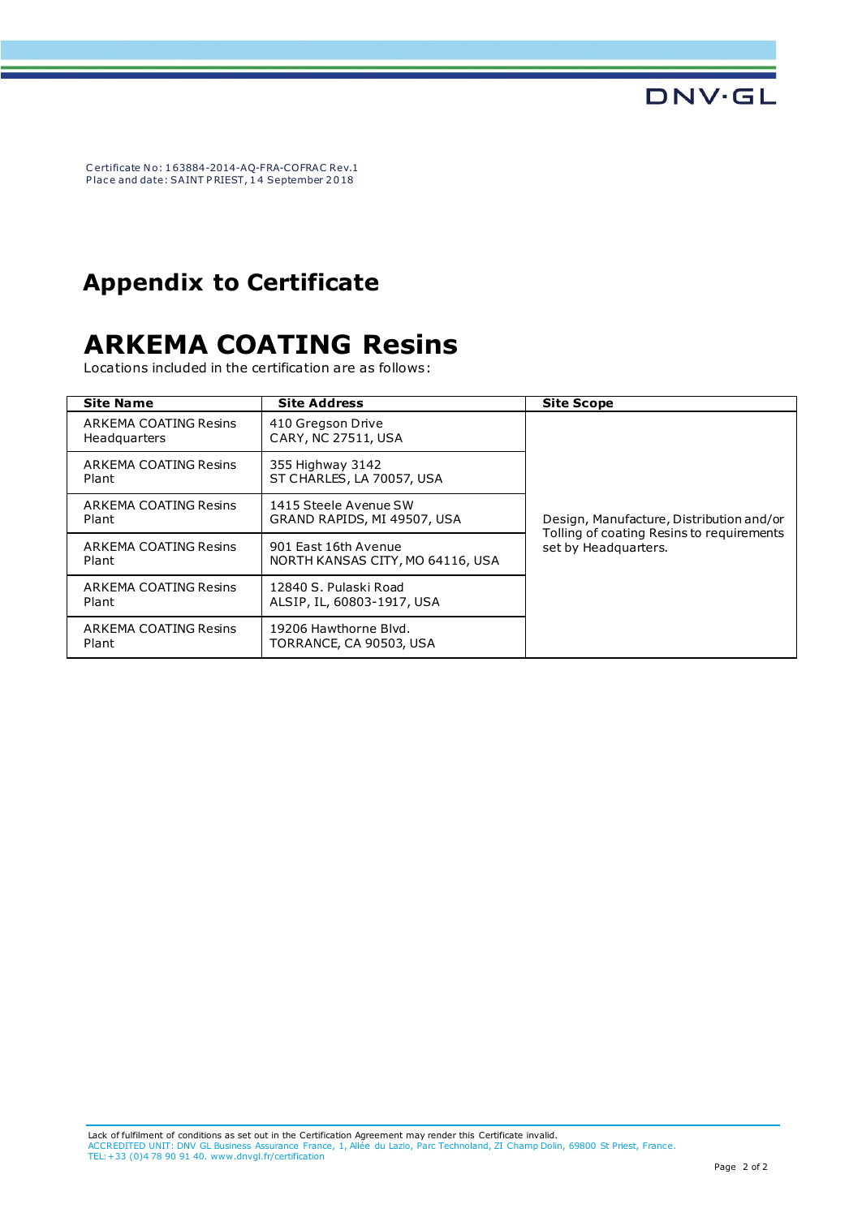Certificate No: 163884-2014-AQ-FRA-COFRAC Rev.1
Place and date: SAINT PRIEST, 14 September 2018

## Appendix to Certificate

# ARKEMA COATING Resins

Locations included in the certification are as follows:

| Site Name | Site Address | Site Scope |
|---|---|---|
| ARKEMA COATING Resins Headquarters | 410 Gregson Drive CARY, NC 27511, USA | Design, Manufacture, Distribution and/or Tolling of coating Resins to requirements set by Headquarters. |
| ARKEMA COATING Resins Plant | 355 Highway 3142 ST CHARLES, LA 70057, USA | |
| ARKEMA COATING Resins Plant | 1415 Steele Avenue SW GRAND RAPIDS, MI 49507, USA | |
| ARKEMA COATING Resins Plant | 901 East 16th Avenue NORTH KANSAS CITY, MO 64116, USA | |
| ARKEMA COATING Resins Plant | 12840 S. Pulaski Road ALSIP, IL, 60803-1917, USA | |
| ARKEMA COATING Resins Plant | 19206 Hawthorne Blvd. TORRANCE, CA 90503, USA | |

Lack of fulfilment of conditions as set out in the Certification Agreement may render this Certificate invalid.
ACCREDITED UNIT: DNV GL Business Assurance France, 1, Allée du Lazio, Parc Technoland, ZI Champ Dolin, 69800 St Priest, France.
TEL: +33 (0)4 78 90 91 40. www.dnvgl.fr/certification